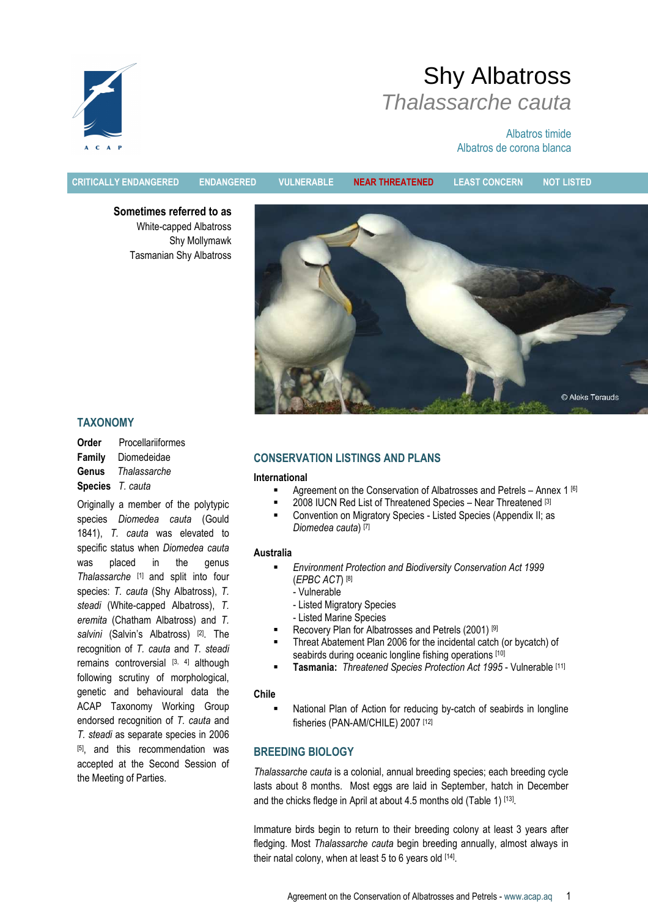# Shy Albatross

## *Thalassarche cauta*

Albatros timide

Albatros de corona blanca

CRITICALLY ENDANGERED | ENDANGERED | VULNERABLE | **NEAR THREATENED** | LEAST CONCERN | NOT LISTED

**Sometimes referred to as**

White-capped Albatross
Shy Mollymawk
Tasmanian Shy Albatross

© Aleks Terauds

## TAXONOMY

**Order** Procellariiformes
**Family** Diomedeidae
**Genus** *Thalassarche*
**Species** *T. cauta*

Originally a member of the polytypic species *Diomedea cauta* (Gould 1841), *T. cauta* was elevated to specific status when *Diomedea cauta* was placed in the genus *Thalassarche* [1] and split into four species: *T. cauta* (Shy Albatross), *T. steadi* (White-capped Albatross), *T. eremita* (Chatham Albatross) and *T. salvini* (Salvin's Albatross) [2]. The recognition of *T. cauta* and *T. steadi* remains controversial [3, 4] although following scrutiny of morphological, genetic and behavioural data the ACAP Taxonomy Working Group endorsed recognition of *T. cauta* and *T. steadi* as separate species in 2006 [5], and this recommendation was accepted at the Second Session of the Meeting of Parties.

## CONSERVATION LISTINGS AND PLANS

**International**

- Agreement on the Conservation of Albatrosses and Petrels – Annex 1 [6]
- 2008 IUCN Red List of Threatened Species – Near Threatened [3]
- Convention on Migratory Species - Listed Species (Appendix II; as *Diomedea cauta*) [7]

**Australia**

- *Environment Protection and Biodiversity Conservation Act 1999* (*EPBC ACT*) [8]
  - Vulnerable
  - Listed Migratory Species
  - Listed Marine Species
- Recovery Plan for Albatrosses and Petrels (2001) [9]
- Threat Abatement Plan 2006 for the incidental catch (or bycatch) of seabirds during oceanic longline fishing operations [10]
- **Tasmania:** *Threatened Species Protection Act 1995* - Vulnerable [11]

**Chile**

- National Plan of Action for reducing by-catch of seabirds in longline fisheries (PAN-AM/CHILE) 2007 [12]

## BREEDING BIOLOGY

*Thalassarche cauta* is a colonial, annual breeding species; each breeding cycle lasts about 8 months. Most eggs are laid in September, hatch in December and the chicks fledge in April at about 4.5 months old (Table 1) [13].

Immature birds begin to return to their breeding colony at least 3 years after fledging. Most *Thalassarche cauta* begin breeding annually, almost always in their natal colony, when at least 5 to 6 years old [14].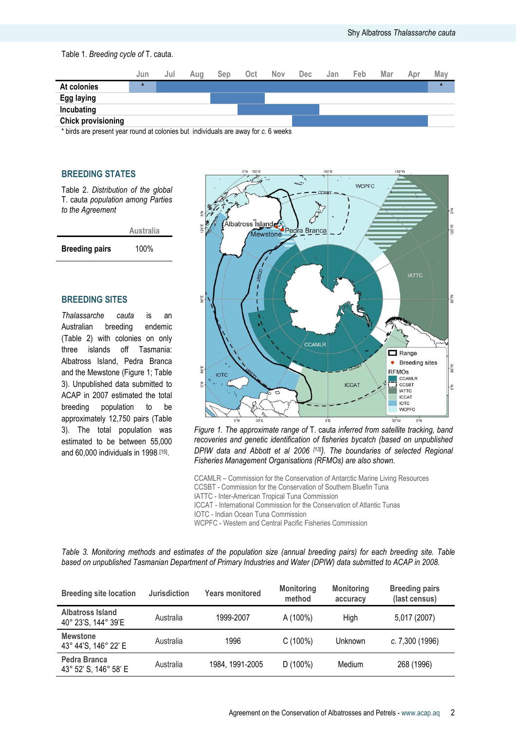Table 1. *Breeding cycle of* T. cauta.

| | Jun | Jul | Aug | Sep | Oct | Nov | Dec | Jan | Feb | Mar | Apr | May |
|---|---|---|---|---|---|---|---|---|---|---|---|---|
| **At colonies** | * | ■ | ■ | ■ | ■ | ■ | ■ | ■ | ■ | ■ | ■ | * |
| **Egg laying** | | | | ■ | ■ | | | | | | | |
| **Incubating** | | | | | ■ | ■ | ■ | | | | | |
| **Chick provisioning** | | | | | | | ■ | ■ | ■ | ■ | | |

\* birds are present year round at colonies but individuals are away for *c.* 6 weeks

## BREEDING STATES

Table 2. *Distribution of the global* T. cauta *population among Parties to the Agreement*

| | Australia |
|---|---|
| **Breeding pairs** | 100% |

## BREEDING SITES

*Thalassarche cauta* is an Australian breeding endemic (Table 2) with colonies on only three islands off Tasmania: Albatross Island, Pedra Branca and the Mewstone (Figure 1; Table 3). Unpublished data submitted to ACAP in 2007 estimated the total breeding population to be approximately 12,750 pairs (Table 3). The total population was estimated to be between 55,000 and 60,000 individuals in 1998 [15].

*Figure 1. The approximate range of* T. cauta *inferred from satellite tracking, band recoveries and genetic identification of fisheries bycatch (based on unpublished DPIW data and Abbott et al 2006 [13]). The boundaries of selected Regional Fisheries Management Organisations (RFMOs) are also shown.*

CCAMLR – Commission for the Conservation of Antarctic Marine Living Resources
CCSBT - Commission for the Conservation of Southern Bluefin Tuna
IATTC - Inter-American Tropical Tuna Commission
ICCAT - International Commission for the Conservation of Atlantic Tunas
IOTC - Indian Ocean Tuna Commission
WCPFC - Western and Central Pacific Fisheries Commission

*Table 3. Monitoring methods and estimates of the population size (annual breeding pairs) for each breeding site. Table based on unpublished Tasmanian Department of Primary Industries and Water (DPIW) data submitted to ACAP in 2008.*

| Breeding site location | Jurisdiction | Years monitored | Monitoring method | Monitoring accuracy | Breeding pairs (last census) |
|---|---|---|---|---|---|
| **Albatross Island** 40° 23'S, 144° 39'E | Australia | 1999-2007 | A (100%) | High | 5,017 (2007) |
| **Mewstone** 43° 44'S, 146° 22' E | Australia | 1996 | C (100%) | Unknown | *c.* 7,300 (1996) |
| **Pedra Branca** 43° 52' S, 146° 58' E | Australia | 1984, 1991-2005 | D (100%) | Medium | 268 (1996) |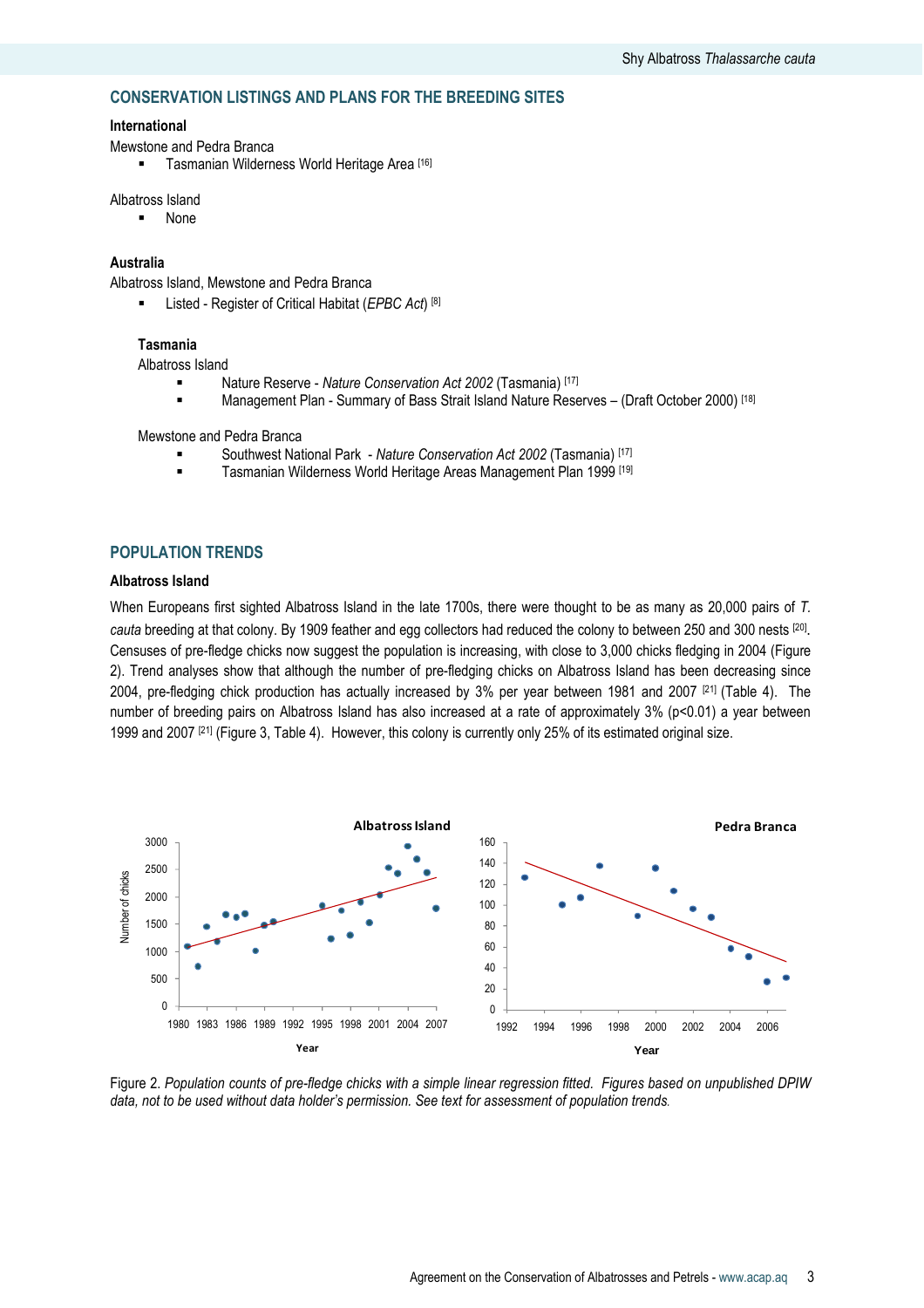## CONSERVATION LISTINGS AND PLANS FOR THE BREEDING SITES

### International

Mewstone and Pedra Branca

- Tasmanian Wilderness World Heritage Area [16]

Albatross Island

- None

### Australia

Albatross Island, Mewstone and Pedra Branca

- Listed - Register of Critical Habitat (*EPBC Act*) [8]

### Tasmania

Albatross Island

- Nature Reserve - *Nature Conservation Act 2002* (Tasmania) [17]
- Management Plan - Summary of Bass Strait Island Nature Reserves – (Draft October 2000) [18]

Mewstone and Pedra Branca

- Southwest National Park - *Nature Conservation Act 2002* (Tasmania) [17]
- Tasmanian Wilderness World Heritage Areas Management Plan 1999 [19]

## POPULATION TRENDS

### Albatross Island

When Europeans first sighted Albatross Island in the late 1700s, there were thought to be as many as 20,000 pairs of *T. cauta* breeding at that colony. By 1909 feather and egg collectors had reduced the colony to between 250 and 300 nests [20]. Censuses of pre-fledge chicks now suggest the population is increasing, with close to 3,000 chicks fledging in 2004 (Figure 2). Trend analyses show that although the number of pre-fledging chicks on Albatross Island has been decreasing since 2004, pre-fledging chick production has actually increased by 3% per year between 1981 and 2007 [21] (Table 4). The number of breeding pairs on Albatross Island has also increased at a rate of approximately 3% ($p<0.01$) a year between 1999 and 2007 [21] (Figure 3, Table 4). However, this colony is currently only 25% of its estimated original size.

Figure 2. *Population counts of pre-fledge chicks with a simple linear regression fitted. Figures based on unpublished DPIW data, not to be used without data holder's permission. See text for assessment of population trends.*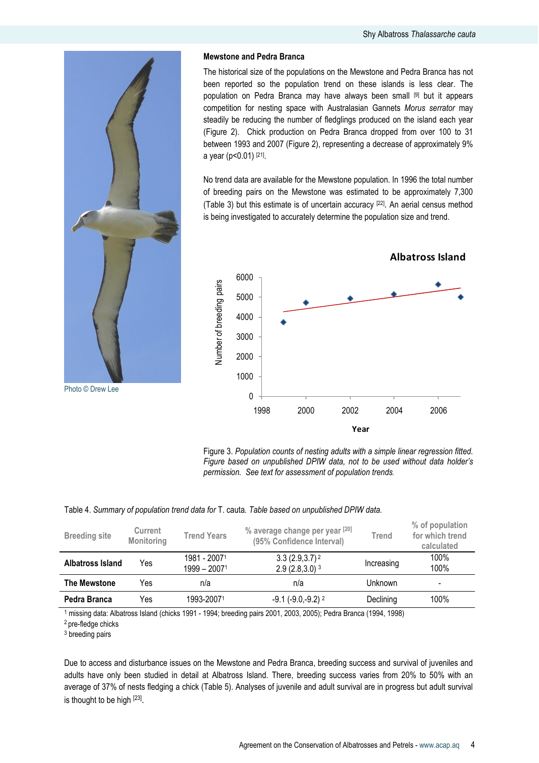### Mewstone and Pedra Branca

The historical size of the populations on the Mewstone and Pedra Branca has not been reported so the population trend on these islands is less clear. The population on Pedra Branca may have always been small [9] but it appears competition for nesting space with Australasian Gannets *Morus serrator* may steadily be reducing the number of fledglings produced on the island each year (Figure 2). Chick production on Pedra Branca dropped from over 100 to 31 between 1993 and 2007 (Figure 2), representing a decrease of approximately 9% a year ($p<0.01$) [21].

No trend data are available for the Mewstone population. In 1996 the total number of breeding pairs on the Mewstone was estimated to be approximately 7,300 (Table 3) but this estimate is of uncertain accuracy [22]. An aerial census method is being investigated to accurately determine the population size and trend.

Photo © Drew Lee

Figure 3. *Population counts of nesting adults with a simple linear regression fitted. Figure based on unpublished DPIW data, not to be used without data holder's permission. See text for assessment of population trends.*

Table 4. *Summary of population trend data for* T. cauta. *Table based on unpublished DPIW data.*

| Breeding site | Current Monitoring | Trend Years | % average change per year [20] (95% Confidence Interval) | Trend | % of population for which trend calculated |
|---|---|---|---|---|---|
| **Albatross Island** | Yes | 1981 - 2007[1]<br>1999 – 2007[1] | 3.3 (2.9,3.7) [2]<br>2.9 (2.8,3.0) [3] | Increasing | 100%<br>100% |
| **The Mewstone** | Yes | n/a | n/a | Unknown | - |
| **Pedra Branca** | Yes | 1993-2007[1] | -9.1 (-9.0,-9.2) [2] | Declining | 100% |

[1] missing data: Albatross Island (chicks 1991 - 1994; breeding pairs 2001, 2003, 2005); Pedra Branca (1994, 1998)
[2] pre-fledge chicks
[3] breeding pairs

Due to access and disturbance issues on the Mewstone and Pedra Branca, breeding success and survival of juveniles and adults have only been studied in detail at Albatross Island. There, breeding success varies from 20% to 50% with an average of 37% of nests fledging a chick (Table 5). Analyses of juvenile and adult survival are in progress but adult survival is thought to be high [23].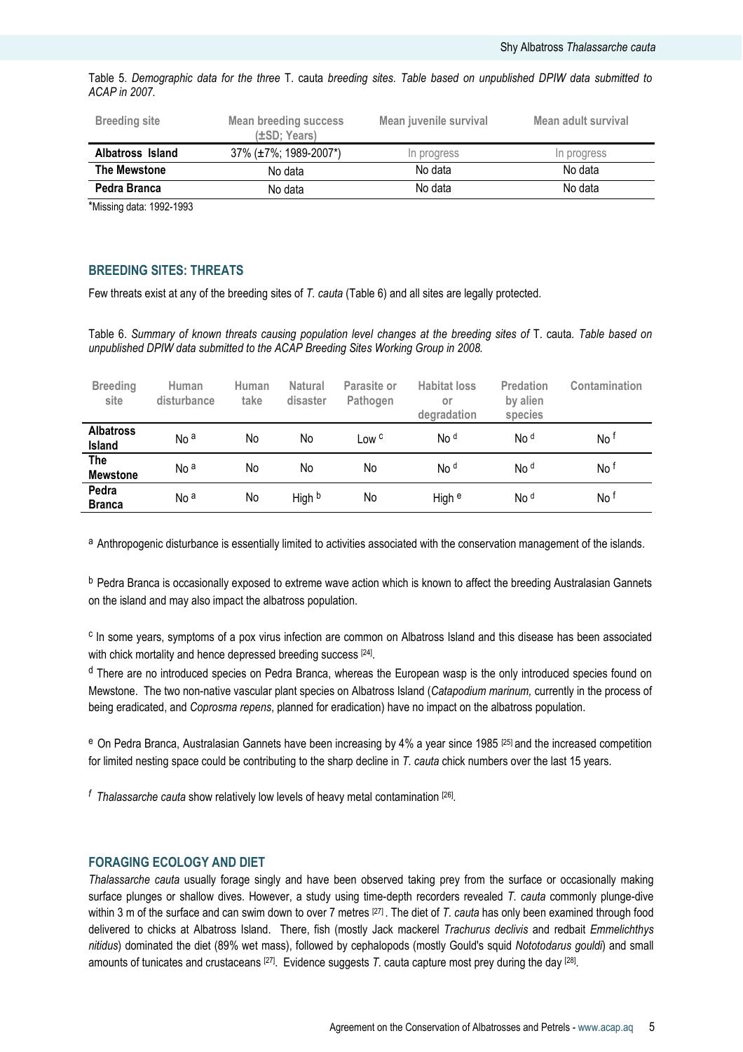Table 5. *Demographic data for the three* T. cauta *breeding sites. Table based on unpublished DPIW data submitted to ACAP in 2007.*

| Breeding site | Mean breeding success (±SD; Years) | Mean juvenile survival | Mean adult survival |
|---|---|---|---|
| **Albatross Island** | 37% (±7%; 1989-2007*) | In progress | In progress |
| **The Mewstone** | No data | No data | No data |
| **Pedra Branca** | No data | No data | No data |

*Missing data: 1992-1993

## BREEDING SITES: THREATS

Few threats exist at any of the breeding sites of *T. cauta* (Table 6) and all sites are legally protected.

Table 6. *Summary of known threats causing population level changes at the breeding sites of* T. cauta. *Table based on unpublished DPIW data submitted to the ACAP Breeding Sites Working Group in 2008.*

| Breeding site | Human disturbance | Human take | Natural disaster | Parasite or Pathogen | Habitat loss or degradation | Predation by alien species | Contamination |
|---|---|---|---|---|---|---|---|
| **Albatross Island** | No [a] | No | No | Low [c] | No [d] | No [d] | No [f] |
| **The Mewstone** | No [a] | No | No | No | No [d] | No [d] | No [f] |
| **Pedra Branca** | No [a] | No | High [b] | No | High [e] | No [d] | No [f] |

[a] Anthropogenic disturbance is essentially limited to activities associated with the conservation management of the islands.

[b] Pedra Branca is occasionally exposed to extreme wave action which is known to affect the breeding Australasian Gannets on the island and may also impact the albatross population.

[c] In some years, symptoms of a pox virus infection are common on Albatross Island and this disease has been associated with chick mortality and hence depressed breeding success [24].

[d] There are no introduced species on Pedra Branca, whereas the European wasp is the only introduced species found on Mewstone. The two non-native vascular plant species on Albatross Island (*Catapodium marinum,* currently in the process of being eradicated, and *Coprosma repens*, planned for eradication) have no impact on the albatross population.

[e] On Pedra Branca, Australasian Gannets have been increasing by 4% a year since 1985 [25] and the increased competition for limited nesting space could be contributing to the sharp decline in *T. cauta* chick numbers over the last 15 years.

[f] *Thalassarche cauta* show relatively low levels of heavy metal contamination [26].

## FORAGING ECOLOGY AND DIET

*Thalassarche cauta* usually forage singly and have been observed taking prey from the surface or occasionally making surface plunges or shallow dives. However, a study using time-depth recorders revealed *T. cauta* commonly plunge-dive within 3 m of the surface and can swim down to over 7 metres [27]. The diet of *T. cauta* has only been examined through food delivered to chicks at Albatross Island. There, fish (mostly Jack mackerel *Trachurus declivis* and redbait *Emmelichthys nitidus*) dominated the diet (89% wet mass), followed by cephalopods (mostly Gould's squid *Nototodarus gouldi*) and small amounts of tunicates and crustaceans [27]. Evidence suggests *T.* cauta capture most prey during the day [28].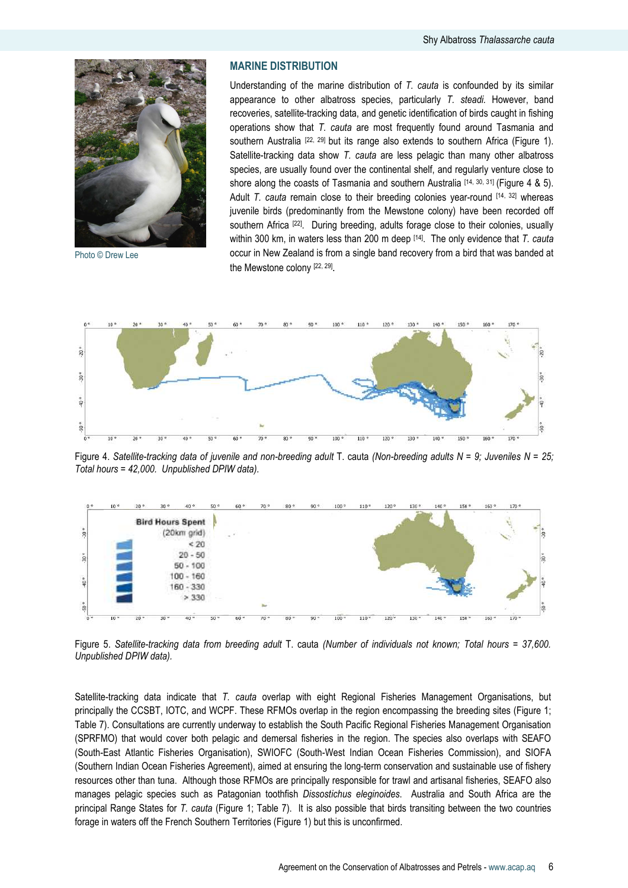Photo © Drew Lee

## MARINE DISTRIBUTION

Understanding of the marine distribution of *T. cauta* is confounded by its similar appearance to other albatross species, particularly *T. steadi.* However, band recoveries, satellite-tracking data, and genetic identification of birds caught in fishing operations show that *T. cauta* are most frequently found around Tasmania and southern Australia [22, 29] but its range also extends to southern Africa (Figure 1). Satellite-tracking data show *T. cauta* are less pelagic than many other albatross species, are usually found over the continental shelf, and regularly venture close to shore along the coasts of Tasmania and southern Australia [14, 30, 31] (Figure 4 & 5). Adult *T. cauta* remain close to their breeding colonies year-round [14, 32] whereas juvenile birds (predominantly from the Mewstone colony) have been recorded off southern Africa [22]. During breeding, adults forage close to their colonies, usually within 300 km, in waters less than 200 m deep [14]. The only evidence that *T. cauta* occur in New Zealand is from a single band recovery from a bird that was banded at the Mewstone colony [22, 29].

Figure 4. *Satellite-tracking data of juvenile and non-breeding adult* T. cauta *(Non-breeding adults N = 9; Juveniles N = 25; Total hours = 42,000. Unpublished DPIW data).*

Figure 5. *Satellite-tracking data from breeding adult* T. cauta *(Number of individuals not known; Total hours = 37,600. Unpublished DPIW data).*

Satellite-tracking data indicate that *T. cauta* overlap with eight Regional Fisheries Management Organisations, but principally the CCSBT, IOTC, and WCPF. These RFMOs overlap in the region encompassing the breeding sites (Figure 1; Table 7). Consultations are currently underway to establish the South Pacific Regional Fisheries Management Organisation (SPRFMO) that would cover both pelagic and demersal fisheries in the region. The species also overlaps with SEAFO (South-East Atlantic Fisheries Organisation), SWIOFC (South-West Indian Ocean Fisheries Commission), and SIOFA (Southern Indian Ocean Fisheries Agreement), aimed at ensuring the long-term conservation and sustainable use of fishery resources other than tuna. Although those RFMOs are principally responsible for trawl and artisanal fisheries, SEAFO also manages pelagic species such as Patagonian toothfish *Dissostichus eleginoides*. Australia and South Africa are the principal Range States for *T. cauta* (Figure 1; Table 7). It is also possible that birds transiting between the two countries forage in waters off the French Southern Territories (Figure 1) but this is unconfirmed.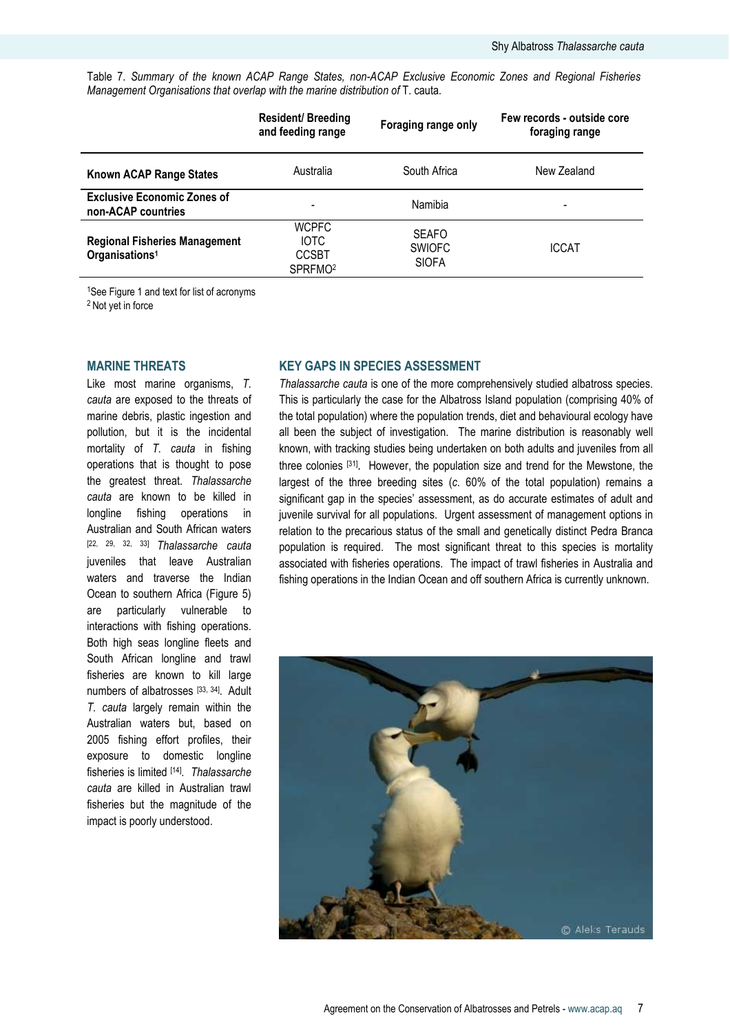Table 7. *Summary of the known ACAP Range States, non-ACAP Exclusive Economic Zones and Regional Fisheries Management Organisations that overlap with the marine distribution of* T. cauta.

| | Resident/ Breeding and feeding range | Foraging range only | Few records - outside core foraging range |
|---|---|---|---|
| **Known ACAP Range States** | Australia | South Africa | New Zealand |
| **Exclusive Economic Zones of non-ACAP countries** | - | Namibia | - |
| **Regional Fisheries Management Organisations**[1] | WCPFC<br>IOTC<br>CCSBT<br>SPRFMO[2] | SEAFO<br>SWIOFC<br>SIOFA | ICCAT |

[1]See Figure 1 and text for list of acronyms
[2] Not yet in force

## MARINE THREATS

Like most marine organisms, *T. cauta* are exposed to the threats of marine debris, plastic ingestion and pollution, but it is the incidental mortality of *T. cauta* in fishing operations that is thought to pose the greatest threat. *Thalassarche cauta* are known to be killed in longline fishing operations in Australian and South African waters [22, 29, 32, 33] *Thalassarche cauta* juveniles that leave Australian waters and traverse the Indian Ocean to southern Africa (Figure 5) are particularly vulnerable to interactions with fishing operations. Both high seas longline fleets and South African longline and trawl fisheries are known to kill large numbers of albatrosses [33, 34]. Adult *T. cauta* largely remain within the Australian waters but, based on 2005 fishing effort profiles, their exposure to domestic longline fisheries is limited [14]. *Thalassarche cauta* are killed in Australian trawl fisheries but the magnitude of the impact is poorly understood.

## KEY GAPS IN SPECIES ASSESSMENT

*Thalassarche cauta* is one of the more comprehensively studied albatross species. This is particularly the case for the Albatross Island population (comprising 40% of the total population) where the population trends, diet and behavioural ecology have all been the subject of investigation. The marine distribution is reasonably well known, with tracking studies being undertaken on both adults and juveniles from all three colonies [31]. However, the population size and trend for the Mewstone, the largest of the three breeding sites (*c*. 60% of the total population) remains a significant gap in the species' assessment, as do accurate estimates of adult and juvenile survival for all populations. Urgent assessment of management options in relation to the precarious status of the small and genetically distinct Pedra Branca population is required. The most significant threat to this species is mortality associated with fisheries operations. The impact of trawl fisheries in Australia and fishing operations in the Indian Ocean and off southern Africa is currently unknown.

© Aleks Terauds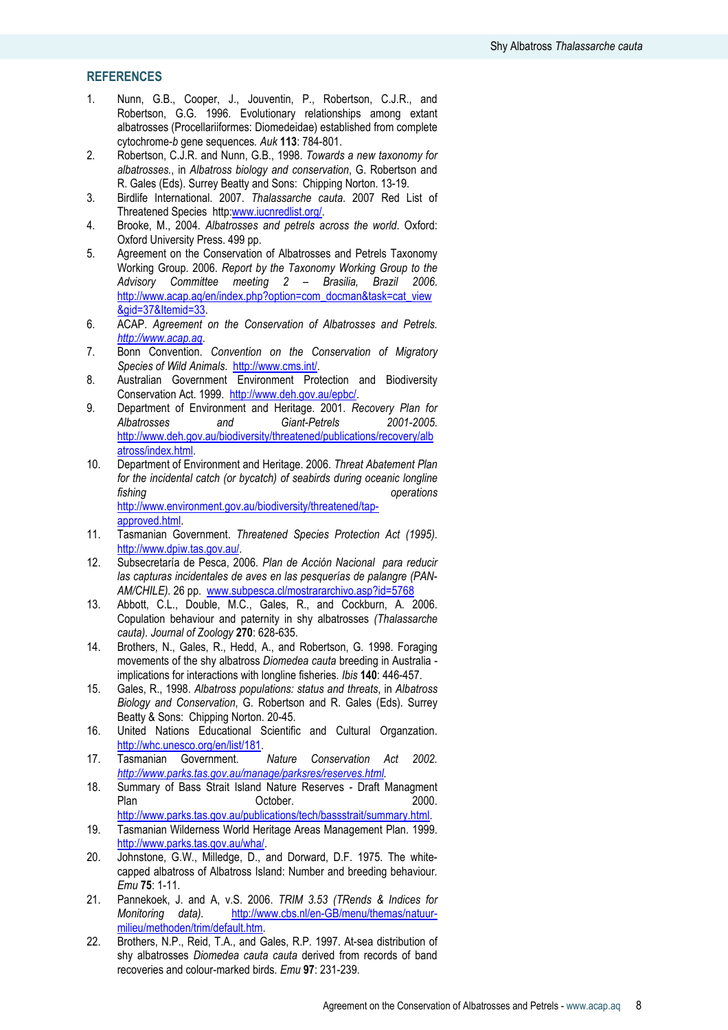## REFERENCES

1. Nunn, G.B., Cooper, J., Jouventin, P., Robertson, C.J.R., and Robertson, G.G. 1996. Evolutionary relationships among extant albatrosses (Procellariiformes: Diomedeidae) established from complete cytochrome-*b* gene sequences. *Auk* **113**: 784-801.
2. Robertson, C.J.R. and Nunn, G.B., 1998. *Towards a new taxonomy for albatrosses.*, in *Albatross biology and conservation*, G. Robertson and R. Gales (Eds). Surrey Beatty and Sons: Chipping Norton. 13-19.
3. Birdlife International. 2007. *Thalassarche cauta*. 2007 Red List of Threatened Species http:www.iucnredlist.org/.
4. Brooke, M., 2004. *Albatrosses and petrels across the world*. Oxford: Oxford University Press. 499 pp.
5. Agreement on the Conservation of Albatrosses and Petrels Taxonomy Working Group. 2006. *Report by the Taxonomy Working Group to the Advisory Committee meeting 2 – Brasilia, Brazil 2006.* http://www.acap.aq/en/index.php?option=com_docman&task=cat_view&gid=37&Itemid=33.
6. ACAP. *Agreement on the Conservation of Albatrosses and Petrels. http://www.acap.aq*.
7. Bonn Convention. *Convention on the Conservation of Migratory Species of Wild Animals*. http://www.cms.int/.
8. Australian Government Environment Protection and Biodiversity Conservation Act. 1999. http://www.deh.gov.au/epbc/.
9. Department of Environment and Heritage. 2001. *Recovery Plan for Albatrosses and Giant-Petrels 2001-2005.* http://www.deh.gov.au/biodiversity/threatened/publications/recovery/albatross/index.html.
10. Department of Environment and Heritage. 2006. *Threat Abatement Plan for the incidental catch (or bycatch) of seabirds during oceanic longline fishing operations* http://www.environment.gov.au/biodiversity/threatened/tap-approved.html.
11. Tasmanian Government. *Threatened Species Protection Act (1995).* http://www.dpiw.tas.gov.au/.
12. Subsecretaría de Pesca, 2006. *Plan de Acción Nacional para reducir las capturas incidentales de aves en las pesquerías de palangre (PAN-AM/CHILE).* 26 pp. www.subpesca.cl/mostrararchivo.asp?id=5768
13. Abbott, C.L., Double, M.C., Gales, R., and Cockburn, A. 2006. Copulation behaviour and paternity in shy albatrosses *(Thalassarche cauta)*. *Journal of Zoology* **270**: 628-635.
14. Brothers, N., Gales, R., Hedd, A., and Robertson, G. 1998. Foraging movements of the shy albatross *Diomedea cauta* breeding in Australia - implications for interactions with longline fisheries. *Ibis* **140**: 446-457.
15. Gales, R., 1998. *Albatross populations: status and threats*, in *Albatross Biology and Conservation*, G. Robertson and R. Gales (Eds). Surrey Beatty & Sons: Chipping Norton. 20-45.
16. United Nations Educational Scientific and Cultural Organzation. http://whc.unesco.org/en/list/181.
17. Tasmanian Government. *Nature Conservation Act 2002. http://www.parks.tas.gov.au/manage/parksres/reserves.html.*
18. Summary of Bass Strait Island Nature Reserves - Draft Managment Plan October. 2000. http://www.parks.tas.gov.au/publications/tech/bassstrait/summary.html.
19. Tasmanian Wilderness World Heritage Areas Management Plan. 1999. http://www.parks.tas.gov.au/wha/.
20. Johnstone, G.W., Milledge, D., and Dorward, D.F. 1975. The white-capped albatross of Albatross Island: Number and breeding behaviour. *Emu* **75**: 1-11.
21. Pannekoek, J. and A, v.S. 2006. *TRIM 3.53 (TRends & Indices for Monitoring data).* http://www.cbs.nl/en-GB/menu/themas/natuur-milieu/methoden/trim/default.htm.
22. Brothers, N.P., Reid, T.A., and Gales, R.P. 1997. At-sea distribution of shy albatrosses *Diomedea cauta cauta* derived from records of band recoveries and colour-marked birds. *Emu* **97**: 231-239.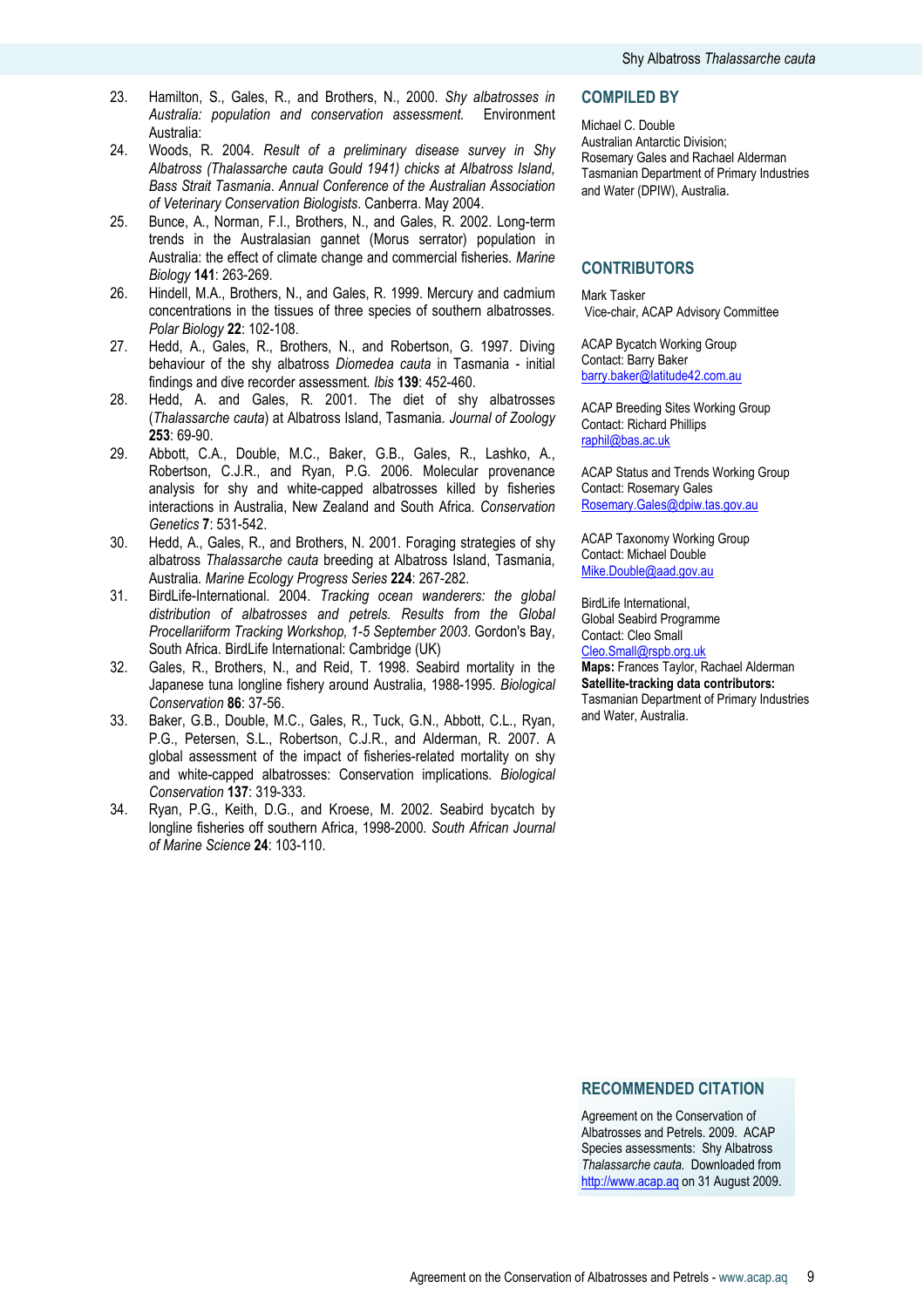23. Hamilton, S., Gales, R., and Brothers, N., 2000. *Shy albatrosses in Australia: population and conservation assessment.* Environment Australia:
24. Woods, R. 2004. *Result of a preliminary disease survey in Shy Albatross (Thalassarche cauta Gould 1941) chicks at Albatross Island, Bass Strait Tasmania. Annual Conference of the Australian Association of Veterinary Conservation Biologists.* Canberra. May 2004.
25. Bunce, A., Norman, F.I., Brothers, N., and Gales, R. 2002. Long-term trends in the Australasian gannet (Morus serrator) population in Australia: the effect of climate change and commercial fisheries. *Marine Biology* **141**: 263-269.
26. Hindell, M.A., Brothers, N., and Gales, R. 1999. Mercury and cadmium concentrations in the tissues of three species of southern albatrosses. *Polar Biology* **22**: 102-108.
27. Hedd, A., Gales, R., Brothers, N., and Robertson, G. 1997. Diving behaviour of the shy albatross *Diomedea cauta* in Tasmania - initial findings and dive recorder assessment. *Ibis* **139**: 452-460.
28. Hedd, A. and Gales, R. 2001. The diet of shy albatrosses (*Thalassarche cauta*) at Albatross Island, Tasmania. *Journal of Zoology* **253**: 69-90.
29. Abbott, C.A., Double, M.C., Baker, G.B., Gales, R., Lashko, A., Robertson, C.J.R., and Ryan, P.G. 2006. Molecular provenance analysis for shy and white-capped albatrosses killed by fisheries interactions in Australia, New Zealand and South Africa. *Conservation Genetics* **7**: 531-542.
30. Hedd, A., Gales, R., and Brothers, N. 2001. Foraging strategies of shy albatross *Thalassarche cauta* breeding at Albatross Island, Tasmania, Australia. *Marine Ecology Progress Series* **224**: 267-282.
31. BirdLife-International. 2004. *Tracking ocean wanderers: the global distribution of albatrosses and petrels. Results from the Global Procellariiform Tracking Workshop, 1-5 September 2003.* Gordon's Bay, South Africa. BirdLife International: Cambridge (UK)
32. Gales, R., Brothers, N., and Reid, T. 1998. Seabird mortality in the Japanese tuna longline fishery around Australia, 1988-1995. *Biological Conservation* **86**: 37-56.
33. Baker, G.B., Double, M.C., Gales, R., Tuck, G.N., Abbott, C.L., Ryan, P.G., Petersen, S.L., Robertson, C.J.R., and Alderman, R. 2007. A global assessment of the impact of fisheries-related mortality on shy and white-capped albatrosses: Conservation implications. *Biological Conservation* **137**: 319-333.
34. Ryan, P.G., Keith, D.G., and Kroese, M. 2002. Seabird bycatch by longline fisheries off southern Africa, 1998-2000. *South African Journal of Marine Science* **24**: 103-110.

## COMPILED BY

Michael C. Double
Australian Antarctic Division;
Rosemary Gales and Rachael Alderman
Tasmanian Department of Primary Industries and Water (DPIW), Australia.

## CONTRIBUTORS

Mark Tasker
Vice-chair, ACAP Advisory Committee

ACAP Bycatch Working Group
Contact: Barry Baker
barry.baker@latitude42.com.au

ACAP Breeding Sites Working Group
Contact: Richard Phillips
raphil@bas.ac.uk

ACAP Status and Trends Working Group
Contact: Rosemary Gales
Rosemary.Gales@dpiw.tas.gov.au

ACAP Taxonomy Working Group
Contact: Michael Double
Mike.Double@aad.gov.au

BirdLife International,
Global Seabird Programme
Contact: Cleo Small
Cleo.Small@rspb.org.uk

**Maps:** Frances Taylor, Rachael Alderman
**Satellite-tracking data contributors:**
Tasmanian Department of Primary Industries and Water, Australia.

## RECOMMENDED CITATION

Agreement on the Conservation of Albatrosses and Petrels. 2009. ACAP Species assessments: Shy Albatross *Thalassarche cauta.* Downloaded from http://www.acap.aq on 31 August 2009.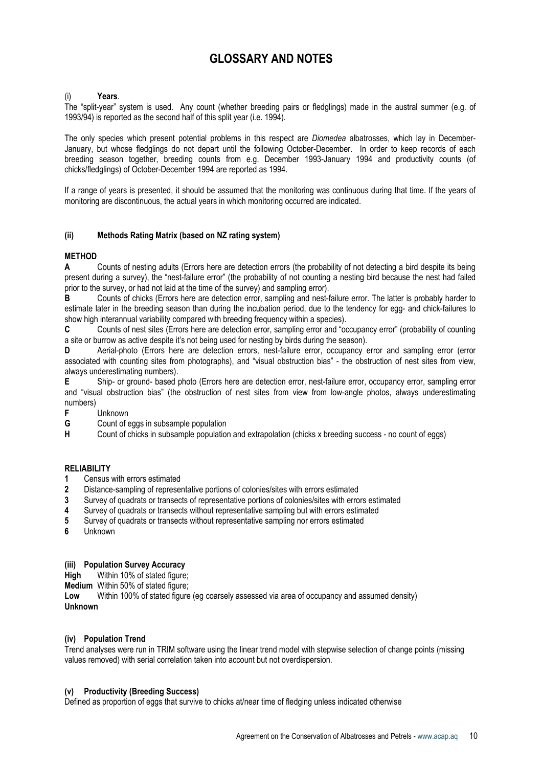# GLOSSARY AND NOTES

(i) **Years**.

The "split-year" system is used. Any count (whether breeding pairs or fledglings) made in the austral summer (e.g. of 1993/94) is reported as the second half of this split year (i.e. 1994).

The only species which present potential problems in this respect are *Diomedea* albatrosses, which lay in December-January, but whose fledglings do not depart until the following October-December. In order to keep records of each breeding season together, breeding counts from e.g. December 1993-January 1994 and productivity counts (of chicks/fledglings) of October-December 1994 are reported as 1994.

If a range of years is presented, it should be assumed that the monitoring was continuous during that time. If the years of monitoring are discontinuous, the actual years in which monitoring occurred are indicated.

### (ii) Methods Rating Matrix (based on NZ rating system)

**METHOD**

**A** Counts of nesting adults (Errors here are detection errors (the probability of not detecting a bird despite its being present during a survey), the "nest-failure error" (the probability of not counting a nesting bird because the nest had failed prior to the survey, or had not laid at the time of the survey) and sampling error).

**B** Counts of chicks (Errors here are detection error, sampling and nest-failure error. The latter is probably harder to estimate later in the breeding season than during the incubation period, due to the tendency for egg- and chick-failures to show high interannual variability compared with breeding frequency within a species).

**C** Counts of nest sites (Errors here are detection error, sampling error and "occupancy error" (probability of counting a site or burrow as active despite it's not being used for nesting by birds during the season).

**D** Aerial-photo (Errors here are detection errors, nest-failure error, occupancy error and sampling error (error associated with counting sites from photographs), and "visual obstruction bias" - the obstruction of nest sites from view, always underestimating numbers).

**E** Ship- or ground- based photo (Errors here are detection error, nest-failure error, occupancy error, sampling error and "visual obstruction bias" (the obstruction of nest sites from view from low-angle photos, always underestimating numbers)

**F** Unknown

**G** Count of eggs in subsample population

**H** Count of chicks in subsample population and extrapolation (chicks x breeding success - no count of eggs)

**RELIABILITY**

**1** Census with errors estimated

**2** Distance-sampling of representative portions of colonies/sites with errors estimated

**3** Survey of quadrats or transects of representative portions of colonies/sites with errors estimated

**4** Survey of quadrats or transects without representative sampling but with errors estimated

**5** Survey of quadrats or transects without representative sampling nor errors estimated

**6** Unknown

### (iii) Population Survey Accuracy

**High** Within 10% of stated figure;

**Medium** Within 50% of stated figure;

**Low** Within 100% of stated figure (eg coarsely assessed via area of occupancy and assumed density)

**Unknown**

### (iv) Population Trend

Trend analyses were run in TRIM software using the linear trend model with stepwise selection of change points (missing values removed) with serial correlation taken into account but not overdispersion.

### (v) Productivity (Breeding Success)

Defined as proportion of eggs that survive to chicks at/near time of fledging unless indicated otherwise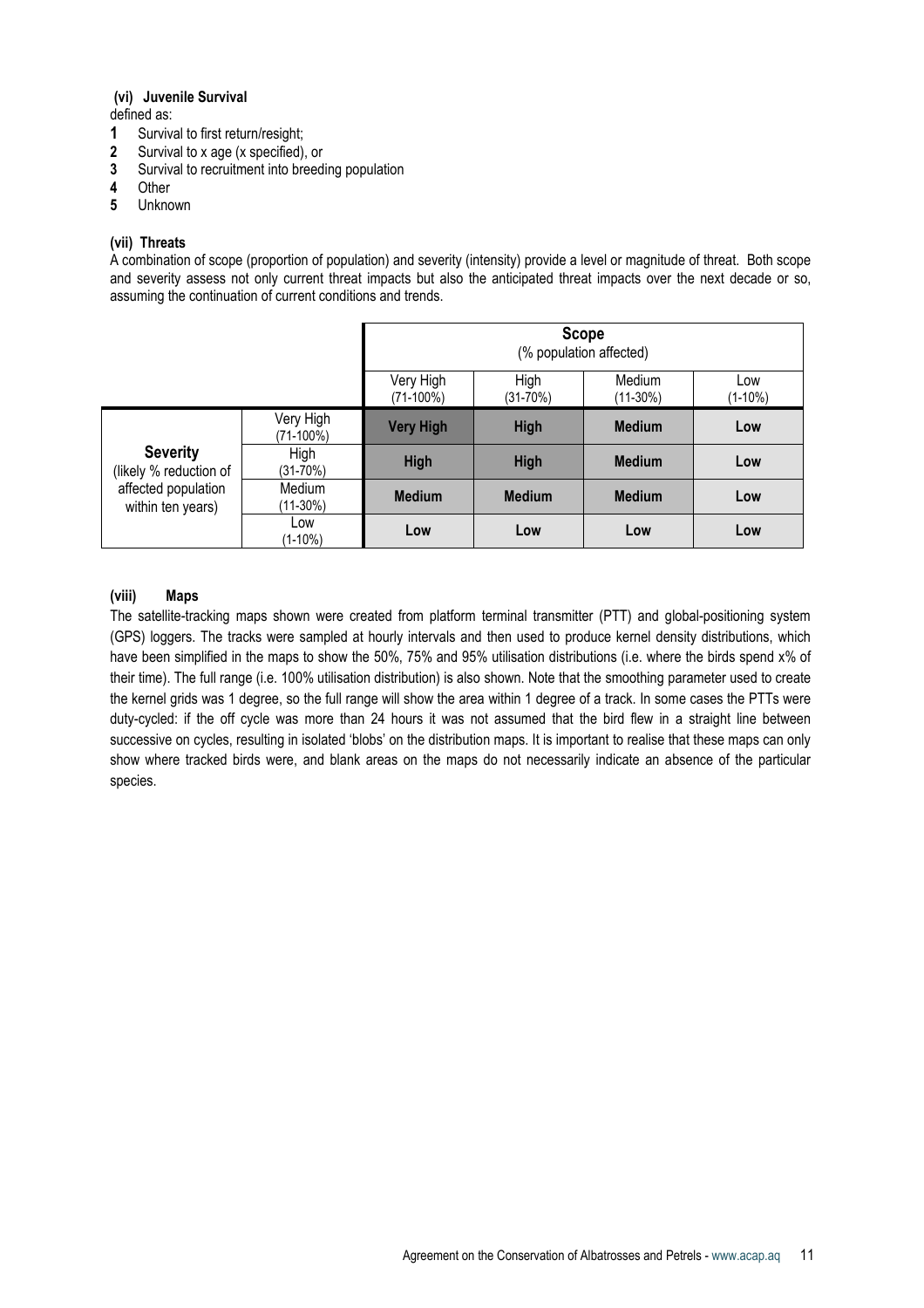### (vi) Juvenile Survival

defined as:

**1** Survival to first return/resight;
**2** Survival to x age (x specified), or
**3** Survival to recruitment into breeding population
**4** Other
**5** Unknown

### (vii) Threats

A combination of scope (proportion of population) and severity (intensity) provide a level or magnitude of threat. Both scope and severity assess not only current threat impacts but also the anticipated threat impacts over the next decade or so, assuming the continuation of current conditions and trends.

| | | **Scope** (% population affected) | | | |
|---|---|---|---|---|---|
| | | Very High (71-100%) | High (31-70%) | Medium (11-30%) | Low (1-10%) |
| **Severity** (likely % reduction of affected population within ten years) | Very High (71-100%) | **Very High** | **High** | **Medium** | **Low** |
| | High (31-70%) | **High** | **High** | **Medium** | **Low** |
| | Medium (11-30%) | **Medium** | **Medium** | **Medium** | **Low** |
| | Low (1-10%) | **Low** | **Low** | **Low** | **Low** |

### (viii) Maps

The satellite-tracking maps shown were created from platform terminal transmitter (PTT) and global-positioning system (GPS) loggers. The tracks were sampled at hourly intervals and then used to produce kernel density distributions, which have been simplified in the maps to show the 50%, 75% and 95% utilisation distributions (i.e. where the birds spend x% of their time). The full range (i.e. 100% utilisation distribution) is also shown. Note that the smoothing parameter used to create the kernel grids was 1 degree, so the full range will show the area within 1 degree of a track. In some cases the PTTs were duty-cycled: if the off cycle was more than 24 hours it was not assumed that the bird flew in a straight line between successive on cycles, resulting in isolated 'blobs' on the distribution maps. It is important to realise that these maps can only show where tracked birds were, and blank areas on the maps do not necessarily indicate an absence of the particular species.